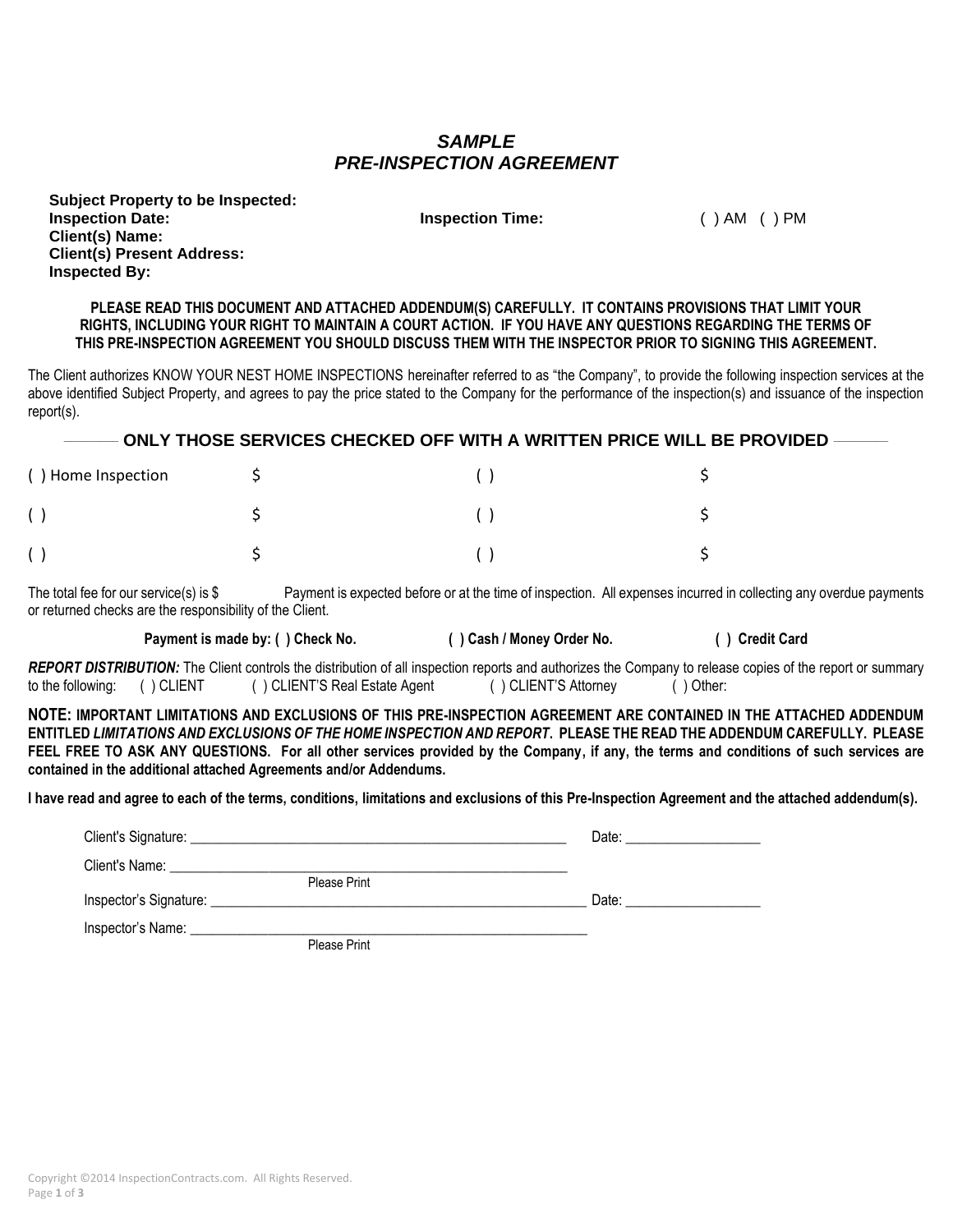# *SAMPLE PRE-INSPECTION AGREEMENT*

**Subject Property to be Inspected:**
**Inspection Date:** **Inspection Time:** ( ) AM ( ) PM
**Client(s) Name:**
**Client(s) Present Address:**
**Inspected By:**

**PLEASE READ THIS DOCUMENT AND ATTACHED ADDENDUM(S) CAREFULLY. IT CONTAINS PROVISIONS THAT LIMIT YOUR RIGHTS, INCLUDING YOUR RIGHT TO MAINTAIN A COURT ACTION. IF YOU HAVE ANY QUESTIONS REGARDING THE TERMS OF THIS PRE-INSPECTION AGREEMENT YOU SHOULD DISCUSS THEM WITH THE INSPECTOR PRIOR TO SIGNING THIS AGREEMENT.**

The Client authorizes KNOW YOUR NEST HOME INSPECTIONS hereinafter referred to as "the Company", to provide the following inspection services at the above identified Subject Property, and agrees to pay the price stated to the Company for the performance of the inspection(s) and issuance of the inspection report(s).

**ONLY THOSE SERVICES CHECKED OFF WITH A WRITTEN PRICE WILL BE PROVIDED**

| | | | |
|---|---|---|---|
| ( ) Home Inspection | $ | ( ) | $ |
| ( ) | $ | ( ) | $ |
| ( ) | $ | ( ) | $ |

The total fee for our service(s) is $ Payment is expected before or at the time of inspection. All expenses incurred in collecting any overdue payments or returned checks are the responsibility of the Client.

**Payment is made by: ( ) Check No.** **( ) Cash / Money Order No.** **( ) Credit Card**

***REPORT DISTRIBUTION:*** The Client controls the distribution of all inspection reports and authorizes the Company to release copies of the report or summary to the following: ( ) CLIENT ( ) CLIENT'S Real Estate Agent ( ) CLIENT'S Attorney ( ) Other:

**NOTE: IMPORTANT LIMITATIONS AND EXCLUSIONS OF THIS PRE-INSPECTION AGREEMENT ARE CONTAINED IN THE ATTACHED ADDENDUM ENTITLED *LIMITATIONS AND EXCLUSIONS OF THE HOME INSPECTION AND REPORT*. PLEASE THE READ THE ADDENDUM CAREFULLY. PLEASE FEEL FREE TO ASK ANY QUESTIONS. For all other services provided by the Company, if any, the terms and conditions of such services are contained in the additional attached Agreements and/or Addendums.**

**I have read and agree to each of the terms, conditions, limitations and exclusions of this Pre-Inspection Agreement and the attached addendum(s).**

Client's Signature: _______________________________________________ Date: __________________

Client's Name: _______________________________________________
Please Print

Inspector's Signature: _______________________________________________ Date: __________________

Inspector's Name: _______________________________________________
Please Print

Copyright ©2014 InspectionContracts.com. All Rights Reserved.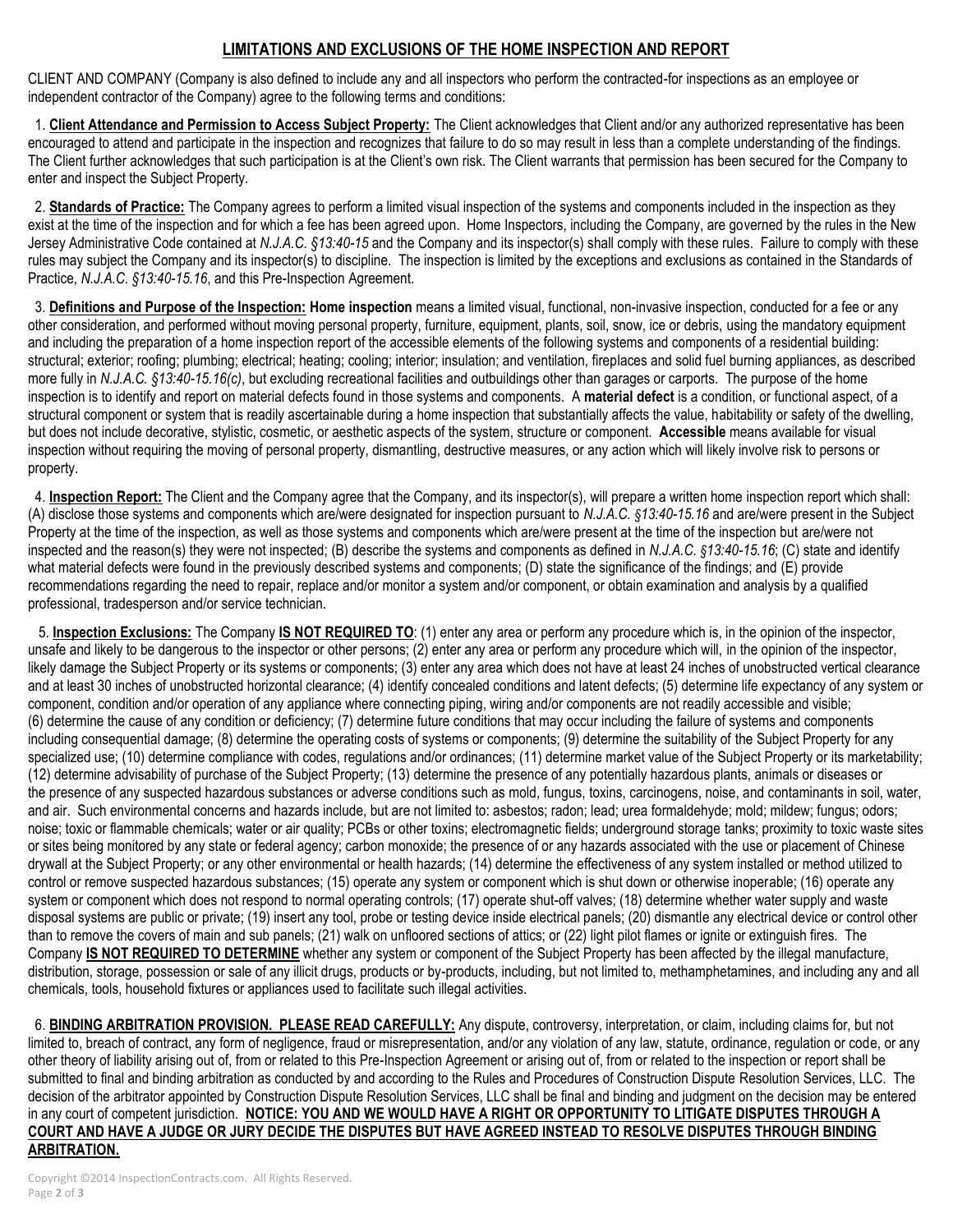## LIMITATIONS AND EXCLUSIONS OF THE HOME INSPECTION AND REPORT

CLIENT AND COMPANY (Company is also defined to include any and all inspectors who perform the contracted-for inspections as an employee or independent contractor of the Company) agree to the following terms and conditions:

1. **Client Attendance and Permission to Access Subject Property:** The Client acknowledges that Client and/or any authorized representative has been encouraged to attend and participate in the inspection and recognizes that failure to do so may result in less than a complete understanding of the findings. The Client further acknowledges that such participation is at the Client's own risk. The Client warrants that permission has been secured for the Company to enter and inspect the Subject Property.

2. **Standards of Practice:** The Company agrees to perform a limited visual inspection of the systems and components included in the inspection as they exist at the time of the inspection and for which a fee has been agreed upon. Home Inspectors, including the Company, are governed by the rules in the New Jersey Administrative Code contained at *N.J.A.C. §13:40-15* and the Company and its inspector(s) shall comply with these rules. Failure to comply with these rules may subject the Company and its inspector(s) to discipline. The inspection is limited by the exceptions and exclusions as contained in the Standards of Practice, *N.J.A.C. §13:40-15.16*, and this Pre-Inspection Agreement.

3. **Definitions and Purpose of the Inspection:** **Home inspection** means a limited visual, functional, non-invasive inspection, conducted for a fee or any other consideration, and performed without moving personal property, furniture, equipment, plants, soil, snow, ice or debris, using the mandatory equipment and including the preparation of a home inspection report of the accessible elements of the following systems and components of a residential building: structural; exterior; roofing; plumbing; electrical; heating; cooling; interior; insulation; and ventilation, fireplaces and solid fuel burning appliances, as described more fully in *N.J.A.C. §13:40-15.16(c)*, but excluding recreational facilities and outbuildings other than garages or carports. The purpose of the home inspection is to identify and report on material defects found in those systems and components. A **material defect** is a condition, or functional aspect, of a structural component or system that is readily ascertainable during a home inspection that substantially affects the value, habitability or safety of the dwelling, but does not include decorative, stylistic, cosmetic, or aesthetic aspects of the system, structure or component. **Accessible** means available for visual inspection without requiring the moving of personal property, dismantling, destructive measures, or any action which will likely involve risk to persons or property.

4. **Inspection Report:** The Client and the Company agree that the Company, and its inspector(s), will prepare a written home inspection report which shall: (A) disclose those systems and components which are/were designated for inspection pursuant to *N.J.A.C. §13:40-15.16* and are/were present in the Subject Property at the time of the inspection, as well as those systems and components which are/were present at the time of the inspection but are/were not inspected and the reason(s) they were not inspected; (B) describe the systems and components as defined in *N.J.A.C. §13:40-15.16*; (C) state and identify what material defects were found in the previously described systems and components; (D) state the significance of the findings; and (E) provide recommendations regarding the need to repair, replace and/or monitor a system and/or component, or obtain examination and analysis by a qualified professional, tradesperson and/or service technician.

5. **Inspection Exclusions:** The Company **IS NOT REQUIRED TO**: (1) enter any area or perform any procedure which is, in the opinion of the inspector, unsafe and likely to be dangerous to the inspector or other persons; (2) enter any area or perform any procedure which will, in the opinion of the inspector, likely damage the Subject Property or its systems or components; (3) enter any area which does not have at least 24 inches of unobstructed vertical clearance and at least 30 inches of unobstructed horizontal clearance; (4) identify concealed conditions and latent defects; (5) determine life expectancy of any system or component, condition and/or operation of any appliance where connecting piping, wiring and/or components are not readily accessible and visible; (6) determine the cause of any condition or deficiency; (7) determine future conditions that may occur including the failure of systems and components including consequential damage; (8) determine the operating costs of systems or components; (9) determine the suitability of the Subject Property for any specialized use; (10) determine compliance with codes, regulations and/or ordinances; (11) determine market value of the Subject Property or its marketability; (12) determine advisability of purchase of the Subject Property; (13) determine the presence of any potentially hazardous plants, animals or diseases or the presence of any suspected hazardous substances or adverse conditions such as mold, fungus, toxins, carcinogens, noise, and contaminants in soil, water, and air. Such environmental concerns and hazards include, but are not limited to: asbestos; radon; lead; urea formaldehyde; mold; mildew; fungus; odors; noise; toxic or flammable chemicals; water or air quality; PCBs or other toxins; electromagnetic fields; underground storage tanks; proximity to toxic waste sites or sites being monitored by any state or federal agency; carbon monoxide; the presence of or any hazards associated with the use or placement of Chinese drywall at the Subject Property; or any other environmental or health hazards; (14) determine the effectiveness of any system installed or method utilized to control or remove suspected hazardous substances; (15) operate any system or component which is shut down or otherwise inoperable; (16) operate any system or component which does not respond to normal operating controls; (17) operate shut-off valves; (18) determine whether water supply and waste disposal systems are public or private; (19) insert any tool, probe or testing device inside electrical panels; (20) dismantle any electrical device or control other than to remove the covers of main and sub panels; (21) walk on unfloored sections of attics; or (22) light pilot flames or ignite or extinguish fires. The Company **IS NOT REQUIRED TO DETERMINE** whether any system or component of the Subject Property has been affected by the illegal manufacture, distribution, storage, possession or sale of any illicit drugs, products or by-products, including, but not limited to, methamphetamines, and including any and all chemicals, tools, household fixtures or appliances used to facilitate such illegal activities.

6. **BINDING ARBITRATION PROVISION. PLEASE READ CAREFULLY:** Any dispute, controversy, interpretation, or claim, including claims for, but not limited to, breach of contract, any form of negligence, fraud or misrepresentation, and/or any violation of any law, statute, ordinance, regulation or code, or any other theory of liability arising out of, from or related to this Pre-Inspection Agreement or arising out of, from or related to the inspection or report shall be submitted to final and binding arbitration as conducted by and according to the Rules and Procedures of Construction Dispute Resolution Services, LLC. The decision of the arbitrator appointed by Construction Dispute Resolution Services, LLC shall be final and binding and judgment on the decision may be entered in any court of competent jurisdiction. **NOTICE: YOU AND WE WOULD HAVE A RIGHT OR OPPORTUNITY TO LITIGATE DISPUTES THROUGH A COURT AND HAVE A JUDGE OR JURY DECIDE THE DISPUTES BUT HAVE AGREED INSTEAD TO RESOLVE DISPUTES THROUGH BINDING ARBITRATION.**

Copyright ©2014 InspectionContracts.com. All Rights Reserved.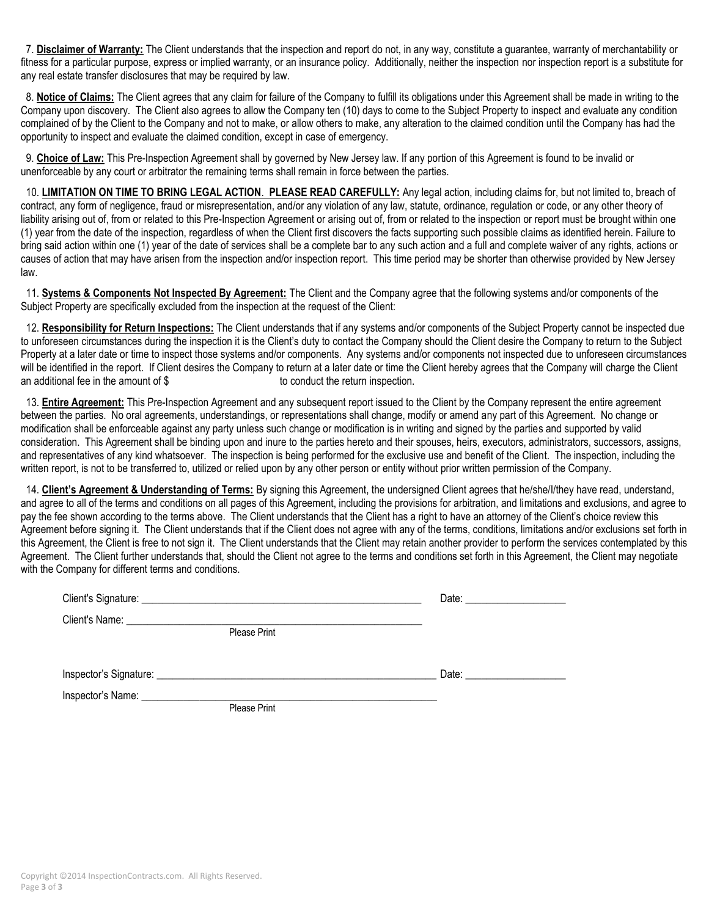7. **Disclaimer of Warranty:** The Client understands that the inspection and report do not, in any way, constitute a guarantee, warranty of merchantability or fitness for a particular purpose, express or implied warranty, or an insurance policy. Additionally, neither the inspection nor inspection report is a substitute for any real estate transfer disclosures that may be required by law.

8. **Notice of Claims:** The Client agrees that any claim for failure of the Company to fulfill its obligations under this Agreement shall be made in writing to the Company upon discovery. The Client also agrees to allow the Company ten (10) days to come to the Subject Property to inspect and evaluate any condition complained of by the Client to the Company and not to make, or allow others to make, any alteration to the claimed condition until the Company has had the opportunity to inspect and evaluate the claimed condition, except in case of emergency.

9. **Choice of Law:** This Pre-Inspection Agreement shall by governed by New Jersey law. If any portion of this Agreement is found to be invalid or unenforceable by any court or arbitrator the remaining terms shall remain in force between the parties.

10. **LIMITATION ON TIME TO BRING LEGAL ACTION**. **PLEASE READ CAREFULLY:** Any legal action, including claims for, but not limited to, breach of contract, any form of negligence, fraud or misrepresentation, and/or any violation of any law, statute, ordinance, regulation or code, or any other theory of liability arising out of, from or related to this Pre-Inspection Agreement or arising out of, from or related to the inspection or report must be brought within one (1) year from the date of the inspection, regardless of when the Client first discovers the facts supporting such possible claims as identified herein. Failure to bring said action within one (1) year of the date of services shall be a complete bar to any such action and a full and complete waiver of any rights, actions or causes of action that may have arisen from the inspection and/or inspection report. This time period may be shorter than otherwise provided by New Jersey law.

11. **Systems & Components Not Inspected By Agreement:** The Client and the Company agree that the following systems and/or components of the Subject Property are specifically excluded from the inspection at the request of the Client:

12. **Responsibility for Return Inspections:** The Client understands that if any systems and/or components of the Subject Property cannot be inspected due to unforeseen circumstances during the inspection it is the Client's duty to contact the Company should the Client desire the Company to return to the Subject Property at a later date or time to inspect those systems and/or components. Any systems and/or components not inspected due to unforeseen circumstances will be identified in the report. If Client desires the Company to return at a later date or time the Client hereby agrees that the Company will charge the Client an additional fee in the amount of $ to conduct the return inspection.

13. **Entire Agreement:** This Pre-Inspection Agreement and any subsequent report issued to the Client by the Company represent the entire agreement between the parties. No oral agreements, understandings, or representations shall change, modify or amend any part of this Agreement. No change or modification shall be enforceable against any party unless such change or modification is in writing and signed by the parties and supported by valid consideration. This Agreement shall be binding upon and inure to the parties hereto and their spouses, heirs, executors, administrators, successors, assigns, and representatives of any kind whatsoever. The inspection is being performed for the exclusive use and benefit of the Client. The inspection, including the written report, is not to be transferred to, utilized or relied upon by any other person or entity without prior written permission of the Company.

14. **Client's Agreement & Understanding of Terms:** By signing this Agreement, the undersigned Client agrees that he/she/I/they have read, understand, and agree to all of the terms and conditions on all pages of this Agreement, including the provisions for arbitration, and limitations and exclusions, and agree to pay the fee shown according to the terms above. The Client understands that the Client has a right to have an attorney of the Client's choice review this Agreement before signing it. The Client understands that if the Client does not agree with any of the terms, conditions, limitations and/or exclusions set forth in this Agreement, the Client is free to not sign it. The Client understands that the Client may retain another provider to perform the services contemplated by this Agreement. The Client further understands that, should the Client not agree to the terms and conditions set forth in this Agreement, the Client may negotiate with the Company for different terms and conditions.

Client's Signature: ________________________________________ Date: ________________

Client's Name: ________________________________________
Please Print

Inspector's Signature: ________________________________________ Date: ________________

Inspector's Name: ________________________________________
Please Print

Copyright ©2014 InspectionContracts.com. All Rights Reserved.